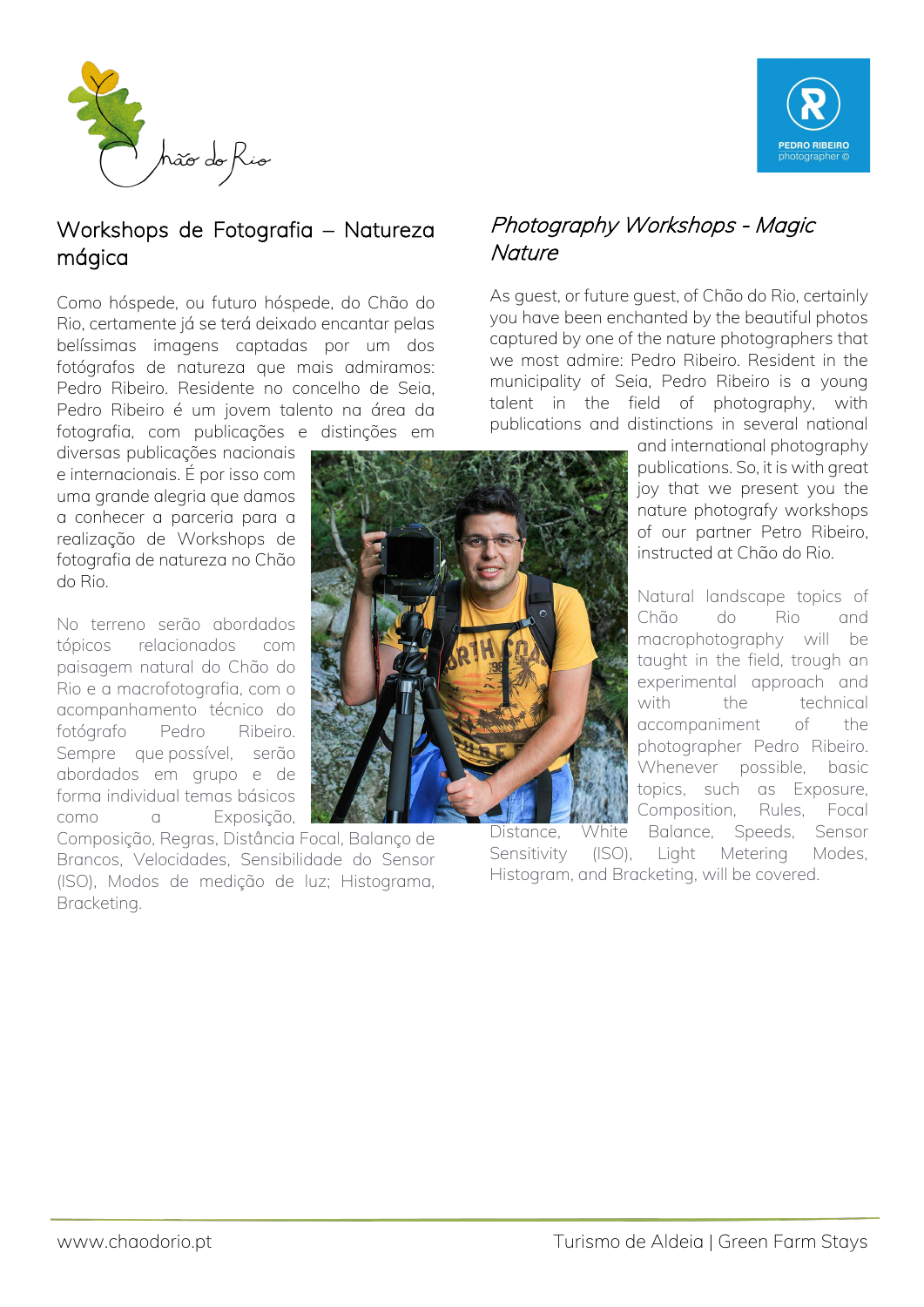## Workshops de Fotografia – Natureza mágica

Como hóspede, ou futuro hóspede, do Chão do Rio, certamente já se terá deixado encantar pelas belíssimas imagens captadas por um dos fotógrafos de natureza que mais admiramos: Pedro Ribeiro. Residente no concelho de Seia, Pedro Ribeiro é um jovem talento na área da fotografia, com publicações e distinções em diversas publicações nacionais e internacionais. É por isso com uma grande alegria que damos a conhecer a parceria para a realização de Workshops de fotografia de natureza no Chão do Rio.

No terreno serão abordados tópicos relacionados com paisagem natural do Chão do Rio e a macrofotografia, com o acompanhamento técnico do fotógrafo Pedro Ribeiro. Sempre que possível, serão abordados em grupo e de forma individual temas básicos como a Exposição, Composição, Regras, Distância Focal, Balanço de Brancos, Velocidades, Sensibilidade do Sensor (ISO), Modos de medição de luz; Histograma, Bracketing.

## *Photography Workshops - Magic Nature*

As guest, or future guest, of Chão do Rio, certainly you have been enchanted by the beautiful photos captured by one of the nature photographers that we most admire: Pedro Ribeiro. Resident in the municipality of Seia, Pedro Ribeiro is a young talent in the field of photography, with publications and distinctions in several national and international photography publications. So, it is with great joy that we present you the nature photografy workshops of our partner Petro Ribeiro, instructed at Chão do Rio.

Natural landscape topics of Chão do Rio and macrophotography will be taught in the field, trough an experimental approach and with the technical accompaniment of the photographer Pedro Ribeiro. Whenever possible, basic topics, such as Exposure, Composition, Rules, Focal Distance, White Balance, Speeds, Sensor Sensitivity (ISO), Light Metering Modes, Histogram, and Bracketing, will be covered.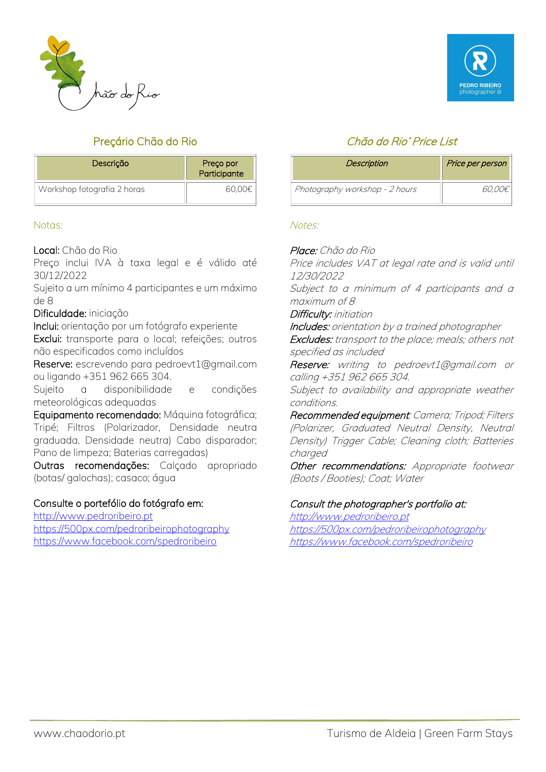## Preçário Chão do Rio

| Descrição | Preço por Participante |
|---|---|
| Workshop fotografia 2 horas | 60,00€ |

Notas:

**Local:** Chão do Rio
Preço inclui IVA à taxa legal e é válido até 30/12/2022
Sujeito a um mínimo 4 participantes e um máximo de 8
**Dificuldade:** iniciação
**Inclui:** orientação por um fotógrafo experiente
**Exclui:** transporte para o local; refeições; outros não especificados como incluídos
**Reserve:** escrevendo para pedroevt1@gmail.com ou ligando +351 962 665 304.
Sujeito a disponibilidade e condições meteorológicas adequadas
**Equipamento recomendado:** Máquina fotográfica; Tripé; Filtros (Polarizador, Densidade neutra graduada, Densidade neutra) Cabo disparador; Pano de limpeza; Baterias carregadas)
**Outras recomendações:** Calçado apropriado (botas/ galochas); casaco; água

Consulte o portefólio do fotógrafo em:
http://www.pedroribeiro.pt
https://500px.com/pedroribeirophotography
https://www.facebook.com/spedroribeiro

## *Chão do Rio' Price List*

| *Description* | *Price per person* |
|---|---|
| *Photography workshop - 2 hours* | *60,00€* |

*Notes:*

***Place:*** *Chão do Rio*
*Price includes VAT at legal rate and is valid until 12/30/2022*
*Subject to a minimum of 4 participants and a maximum of 8*
***Difficulty:*** *initiation*
***Includes:*** *orientation by a trained photographer*
***Excludes:*** *transport to the place; meals; others not specified as included*
***Reserve:*** *writing to pedroevt1@gmail.com or calling +351 962 665 304.*
*Subject to availability and appropriate weather conditions.*
***Recommended equipment:*** *Camera; Tripod; Filters (Polarizer, Graduated Neutral Density, Neutral Density) Trigger Cable; Cleaning cloth; Batteries charged*
***Other recommendations:*** *Appropriate footwear (Boots / Booties); Coat; Water*

*Consult the photographer's portfolio at:*
*http://www.pedroribeiro.pt*
*https://500px.com/pedroribeirophotography*
*https://www.facebook.com/spedroribeiro*